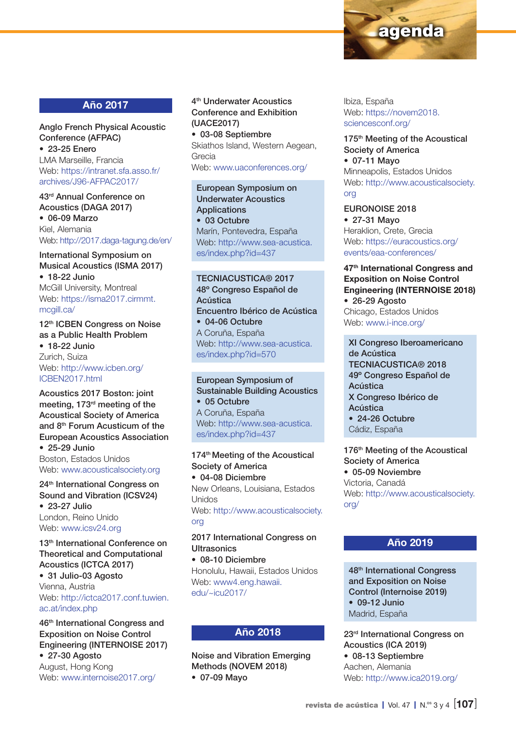# agenda

## Año 2017

**Anglo French Physical Acoustic Conference (AFPAC)**
- **23-25 Enero**

LMA Marseille, Francia
Web: https://intranet.sfa.asso.fr/archives/J96-AFPAC2017/

**43rd Annual Conference on Acoustics (DAGA 2017)**
- **06-09 Marzo**

Kiel, Alemania
Web: http://2017.daga-tagung.de/en/

**International Symposium on Musical Acoustics (ISMA 2017)**
- **18-22 Junio**

McGill University, Montreal
Web: https://isma2017.cirmmt.mcgill.ca/

**12th ICBEN Congress on Noise as a Public Health Problem**
- **18-22 Junio**

Zurich, Suiza
Web: http://www.icben.org/ICBEN2017.html

**Acoustics 2017 Boston: joint meeting, 173rd meeting of the Acoustical Society of America and 8th Forum Acusticum of the European Acoustics Association**
- **25-29 Junio**

Boston, Estados Unidos
Web: www.acousticalsociety.org

**24th International Congress on Sound and Vibration (ICSV24)**
- **23-27 Julio**

London, Reino Unido
Web: www.icsv24.org

**13th International Conference on Theoretical and Computational Acoustics (ICTCA 2017)**
- **31 Julio-03 Agosto**

Vienna, Austria
Web: http://ictca2017.conf.tuwien.ac.at/index.php

**46th International Congress and Exposition on Noise Control Engineering (INTERNOISE 2017)**
- **27-30 Agosto**

August, Hong Kong
Web: www.internoise2017.org/

**4th Underwater Acoustics Conference and Exhibition (UACE2017)**
- **03-08 Septiembre**

Skiathos Island, Western Aegean, Grecia
Web: www.uaconferences.org/

**European Symposium on Underwater Acoustics Applications**
- **03 Octubre**

Marín, Pontevedra, España
Web: http://www.sea-acustica.es/index.php?id=437

**TECNIACUSTICA® 2017**
**48º Congreso Español de Acústica**
**Encuentro Ibérico de Acústica**
- **04-06 Octubre**

A Coruña, España
Web: http://www.sea-acustica.es/index.php?id=570

**European Symposium of Sustainable Building Acoustics**
- **05 Octubre**

A Coruña, España
Web: http://www.sea-acustica.es/index.php?id=437

**174th Meeting of the Acoustical Society of America**
- **04-08 Diciembre**

New Orleans, Louisiana, Estados Unidos
Web: http://www.acousticalsociety.org

**2017 International Congress on Ultrasonics**
- **08-10 Diciembre**

Honolulu, Hawaii, Estados Unidos
Web: www4.eng.hawaii.edu/~icu2017/

## Año 2018

**Noise and Vibration Emerging Methods (NOVEM 2018)**
- **07-09 Mayo**

Ibiza, España
Web: https://novem2018.sciencesconf.org/

**175th Meeting of the Acoustical Society of America**
- **07-11 Mayo**

Minneapolis, Estados Unidos
Web: http://www.acousticalsociety.org

**EURONOISE 2018**
- **27-31 Mayo**

Heraklion, Crete, Grecia
Web: https://euracoustics.org/events/eaa-conferences/

**47th International Congress and Exposition on Noise Control Engineering (INTERNOISE 2018)**
- **26-29 Agosto**

Chicago, Estados Unidos
Web: www.i-ince.org/

**XI Congreso Iberoamericano de Acústica**
**TECNIACUSTICA® 2018**
**49º Congreso Español de Acústica**
**X Congreso Ibérico de Acústica**
- **24-26 Octubre**

Cádiz, España

**176th Meeting of the Acoustical Society of America**
- **05-09 Noviembre**

Victoria, Canadá
Web: http://www.acousticalsociety.org/

## Año 2019

**48th International Congress and Exposition on Noise Control (Internoise 2019)**
- **09-12 Junio**

Madrid, España

**23rd International Congress on Acoustics (ICA 2019)**
- **08-13 Septiembre**

Aachen, Alemania
Web: http://www.ica2019.org/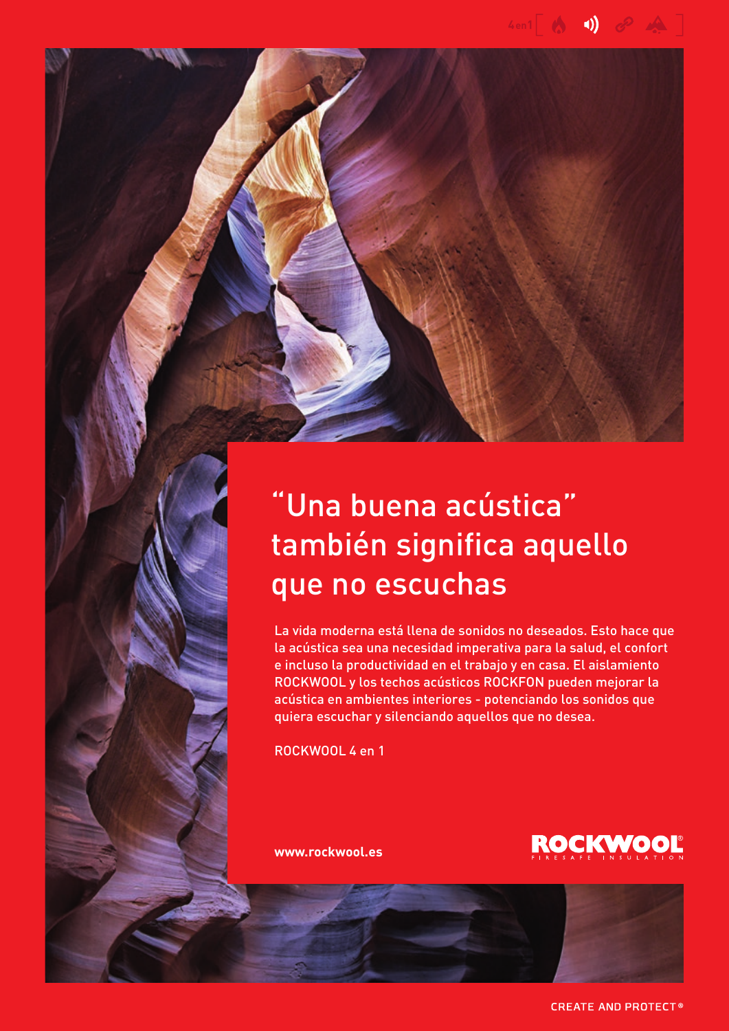4 en 1

# "Una buena acústica" también significa aquello que no escuchas

La vida moderna está llena de sonidos no deseados. Esto hace que la acústica sea una necesidad imperativa para la salud, el confort e incluso la productividad en el trabajo y en casa. El aislamiento ROCKWOOL y los techos acústicos ROCKFON pueden mejorar la acústica en ambientes interiores - potenciando los sonidos que quiera escuchar y silenciando aquellos que no desea.

ROCKWOOL 4 en 1

**www.rockwool.es**

ROCKWOOL® FIRESAFE INSULATION

CREATE AND PROTECT®